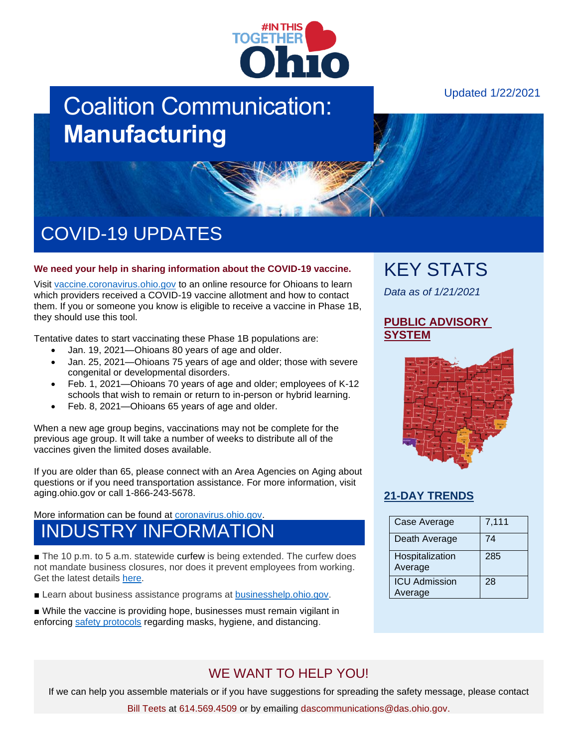#INTHIS TOGETHER Ohio

Updated 1/22/2021

# Coalition Communication: **Manufacturing**

## COVID-19 UPDATES

**We need your help in sharing information about the COVID-19 vaccine.**

Visit [vaccine.coronavirus.ohio.gov](vaccine.coronavirus.ohio.gov) to an online resource for Ohioans to learn which providers received a COVID-19 vaccine allotment and how to contact them. If you or someone you know is eligible to receive a vaccine in Phase 1B, they should use this tool.

Tentative dates to start vaccinating these Phase 1B populations are:

- Jan. 19, 2021—Ohioans 80 years of age and older.
- Jan. 25, 2021—Ohioans 75 years of age and older; those with severe congenital or developmental disorders.
- Feb. 1, 2021—Ohioans 70 years of age and older; employees of K-12 schools that wish to remain or return to in-person or hybrid learning.
- Feb. 8, 2021—Ohioans 65 years of age and older.

When a new age group begins, vaccinations may not be complete for the previous age group. It will take a number of weeks to distribute all of the vaccines given the limited doses available.

If you are older than 65, please connect with an Area Agencies on Aging about questions or if you need transportation assistance. For more information, visit aging.ohio.gov or call 1-866-243-5678.

More information can be found at [coronavirus.ohio.gov](coronavirus.ohio.gov).

## INDUSTRY INFORMATION

■ The 10 p.m. to 5 a.m. statewide curfew is being extended. The curfew does not mandate business closures, nor does it prevent employees from working. Get the latest details here.

■ Learn about business assistance programs at [businesshelp.ohio.gov](businesshelp.ohio.gov).

■ While the vaccine is providing hope, businesses must remain vigilant in enforcing safety protocols regarding masks, hygiene, and distancing.

## KEY STATS

*Data as of 1/21/2021*

### PUBLIC ADVISORY SYSTEM

### 21-DAY TRENDS

| | |
|---|---|
| Case Average | 7,111 |
| Death Average | 74 |
| Hospitalization Average | 285 |
| ICU Admission Average | 28 |

## WE WANT TO HELP YOU!

If we can help you assemble materials or if you have suggestions for spreading the safety message, please contact Bill Teets at 614.569.4509 or by emailing dascommunications@das.ohio.gov.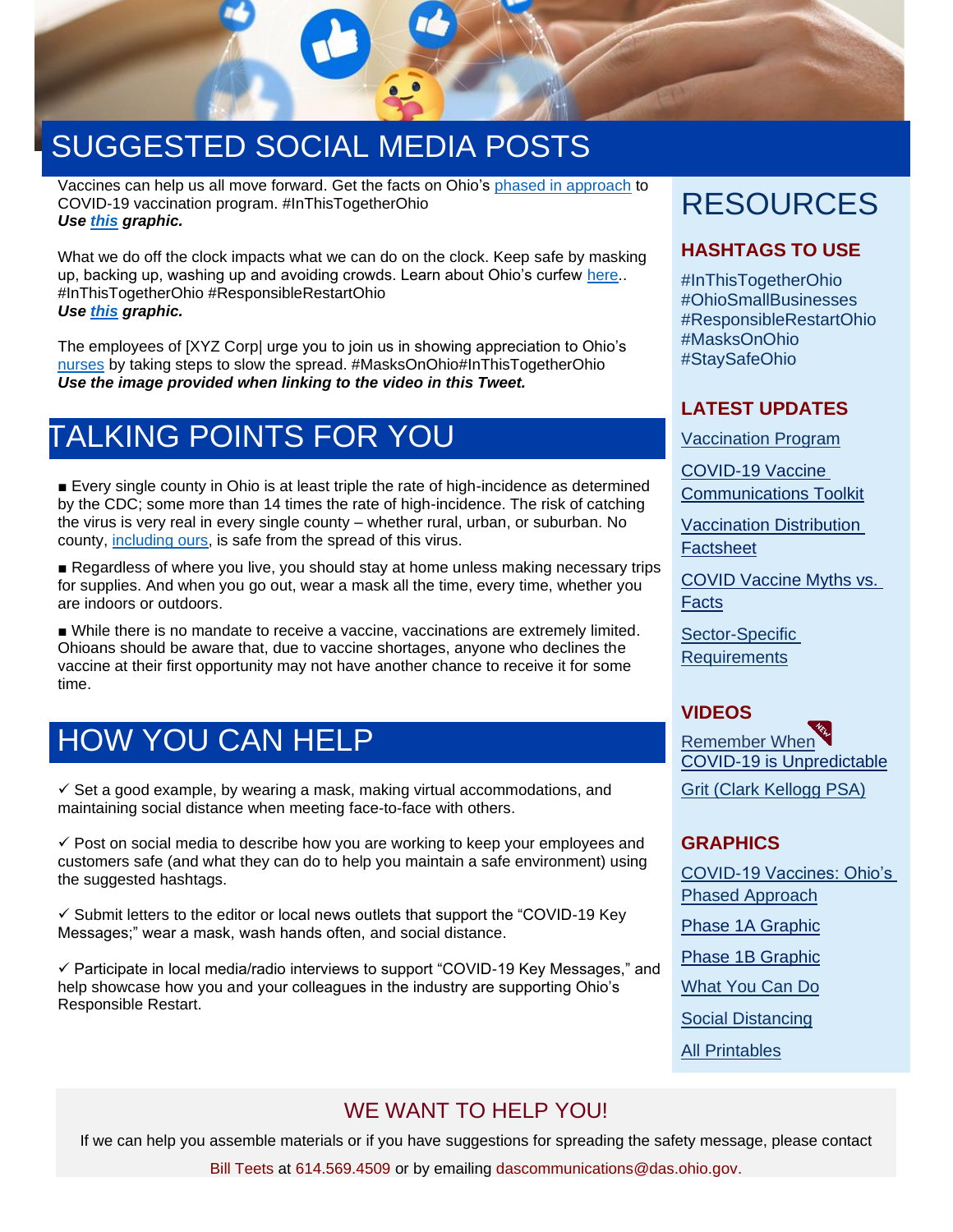# SUGGESTED SOCIAL MEDIA POSTS

Vaccines can help us all move forward. Get the facts on Ohio's phased in approach to COVID-19 vaccination program. #InThisTogetherOhio
***Use this graphic.***

What we do off the clock impacts what we can do on the clock. Keep safe by masking up, backing up, washing up and avoiding crowds. Learn about Ohio's curfew here.. #InThisTogetherOhio #ResponsibleRestartOhio
***Use this graphic.***

The employees of [XYZ Corp| urge you to join us in showing appreciation to Ohio's nurses by taking steps to slow the spread. #MasksOnOhio#InThisTogetherOhio
***Use the image provided when linking to the video in this Tweet.***

# TALKING POINTS FOR YOU

- Every single county in Ohio is at least triple the rate of high-incidence as determined by the CDC; some more than 14 times the rate of high-incidence. The risk of catching the virus is very real in every single county – whether rural, urban, or suburban. No county, including ours, is safe from the spread of this virus.
- Regardless of where you live, you should stay at home unless making necessary trips for supplies. And when you go out, wear a mask all the time, every time, whether you are indoors or outdoors.
- While there is no mandate to receive a vaccine, vaccinations are extremely limited. Ohioans should be aware that, due to vaccine shortages, anyone who declines the vaccine at their first opportunity may not have another chance to receive it for some time.

# HOW YOU CAN HELP

✓ Set a good example, by wearing a mask, making virtual accommodations, and maintaining social distance when meeting face-to-face with others.

✓ Post on social media to describe how you are working to keep your employees and customers safe (and what they can do to help you maintain a safe environment) using the suggested hashtags.

✓ Submit letters to the editor or local news outlets that support the "COVID-19 Key Messages;" wear a mask, wash hands often, and social distance.

✓ Participate in local media/radio interviews to support "COVID-19 Key Messages," and help showcase how you and your colleagues in the industry are supporting Ohio's Responsible Restart.

# RESOURCES

## HASHTAGS TO USE

#InThisTogetherOhio
#OhioSmallBusinesses
#ResponsibleRestartOhio
#MasksOnOhio
#StaySafeOhio

## LATEST UPDATES

Vaccination Program

COVID-19 Vaccine Communications Toolkit

Vaccination Distribution Factsheet

COVID Vaccine Myths vs. Facts

Sector-Specific Requirements

## VIDEOS

Remember When (NEW)
COVID-19 is Unpredictable

Grit (Clark Kellogg PSA)

## GRAPHICS

COVID-19 Vaccines: Ohio's Phased Approach

Phase 1A Graphic

Phase 1B Graphic

What You Can Do

Social Distancing

All Printables

## WE WANT TO HELP YOU!

If we can help you assemble materials or if you have suggestions for spreading the safety message, please contact Bill Teets at 614.569.4509 or by emailing dascommunications@das.ohio.gov.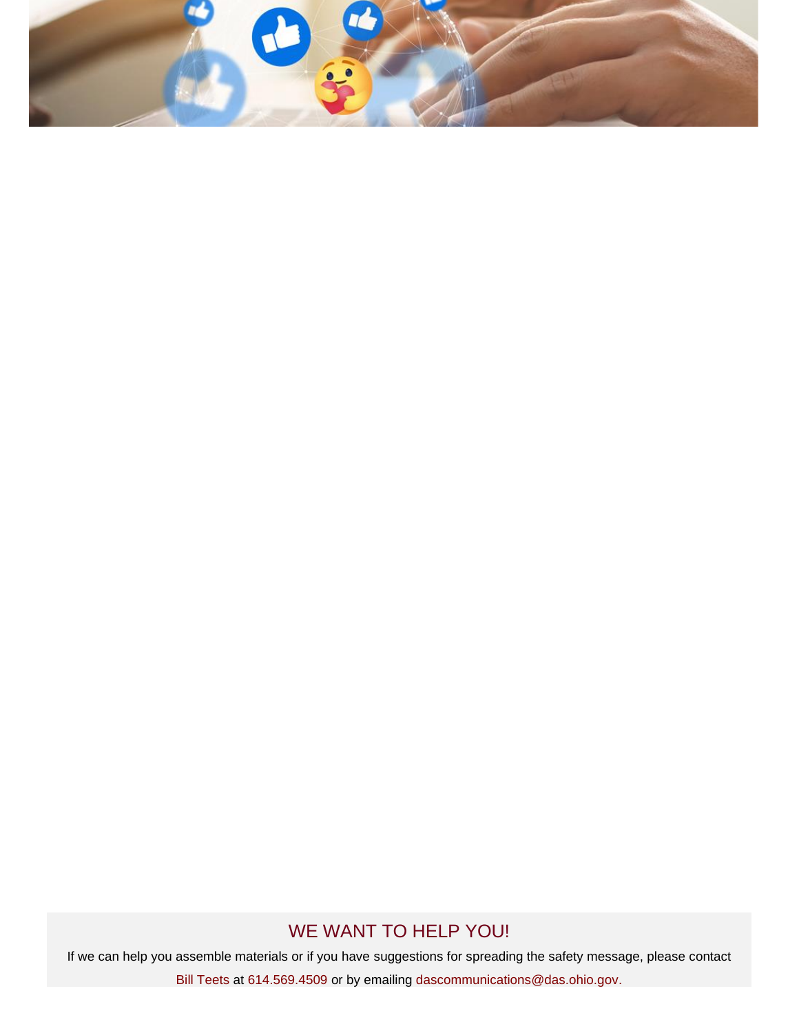## WE WANT TO HELP YOU!

If we can help you assemble materials or if you have suggestions for spreading the safety message, please contact Bill Teets at 614.569.4509 or by emailing dascommunications@das.ohio.gov.